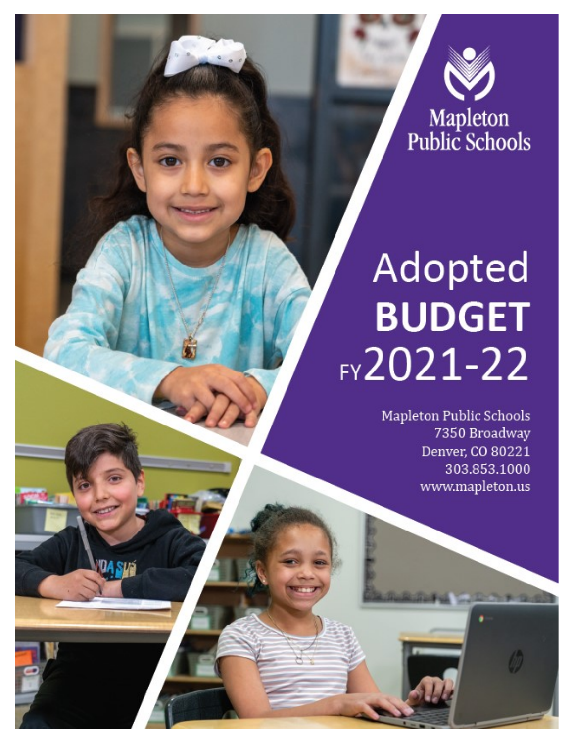Mapleton
Public Schools

# Adopted **BUDGET** FY2021-22

Mapleton Public Schools
7350 Broadway
Denver, CO 80221
303.853.1000
www.mapleton.us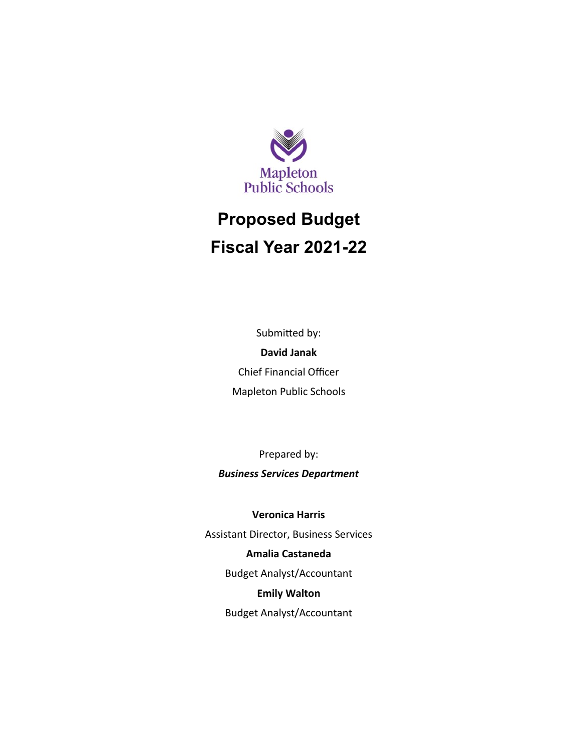Mapleton Public Schools

# Proposed Budget
# Fiscal Year 2021-22

Submitted by:

**David Janak**

Chief Financial Officer

Mapleton Public Schools

Prepared by:

***Business Services Department***

**Veronica Harris**

Assistant Director, Business Services

**Amalia Castaneda**

Budget Analyst/Accountant

**Emily Walton**

Budget Analyst/Accountant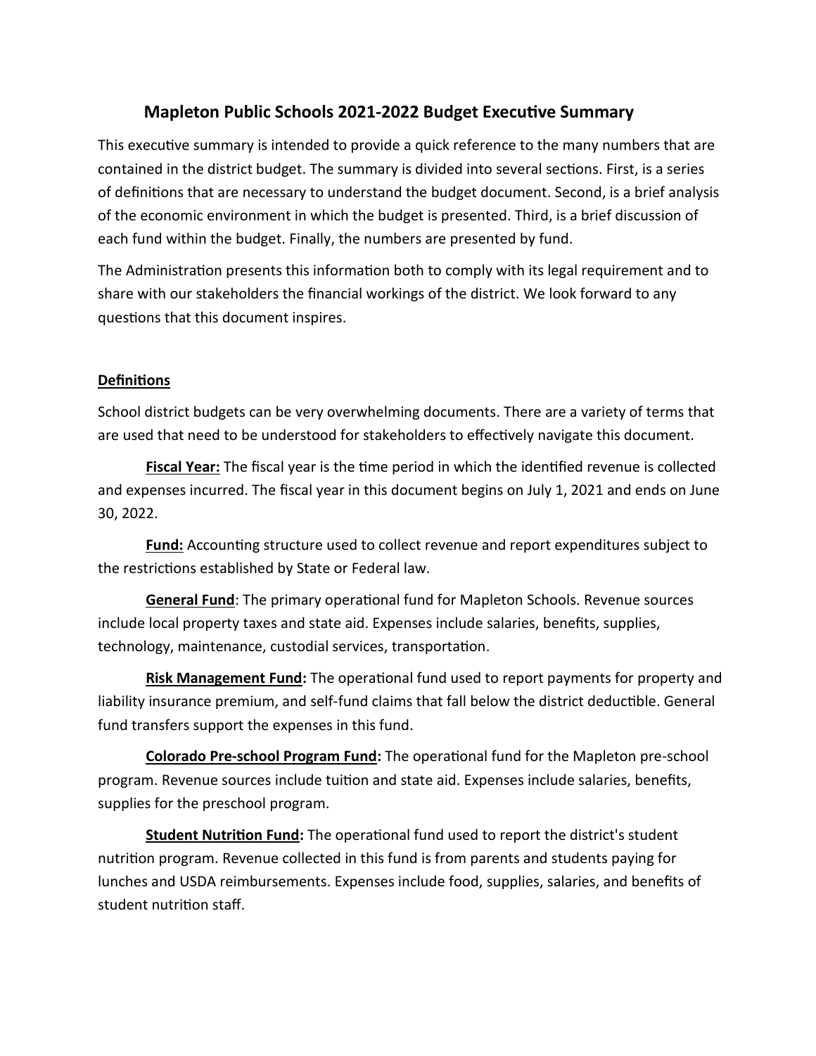# Mapleton Public Schools 2021-2022 Budget Executive Summary

This executive summary is intended to provide a quick reference to the many numbers that are contained in the district budget. The summary is divided into several sections. First, is a series of definitions that are necessary to understand the budget document. Second, is a brief analysis of the economic environment in which the budget is presented. Third, is a brief discussion of each fund within the budget. Finally, the numbers are presented by fund.

The Administration presents this information both to comply with its legal requirement and to share with our stakeholders the financial workings of the district. We look forward to any questions that this document inspires.

## Definitions

School district budgets can be very overwhelming documents. There are a variety of terms that are used that need to be understood for stakeholders to effectively navigate this document.

**Fiscal Year:** The fiscal year is the time period in which the identified revenue is collected and expenses incurred. The fiscal year in this document begins on July 1, 2021 and ends on June 30, 2022.

**Fund:** Accounting structure used to collect revenue and report expenditures subject to the restrictions established by State or Federal law.

**General Fund**: The primary operational fund for Mapleton Schools. Revenue sources include local property taxes and state aid. Expenses include salaries, benefits, supplies, technology, maintenance, custodial services, transportation.

**Risk Management Fund:** The operational fund used to report payments for property and liability insurance premium, and self-fund claims that fall below the district deductible. General fund transfers support the expenses in this fund.

**Colorado Pre-school Program Fund:** The operational fund for the Mapleton pre-school program. Revenue sources include tuition and state aid. Expenses include salaries, benefits, supplies for the preschool program.

**Student Nutrition Fund:** The operational fund used to report the district's student nutrition program. Revenue collected in this fund is from parents and students paying for lunches and USDA reimbursements. Expenses include food, supplies, salaries, and benefits of student nutrition staff.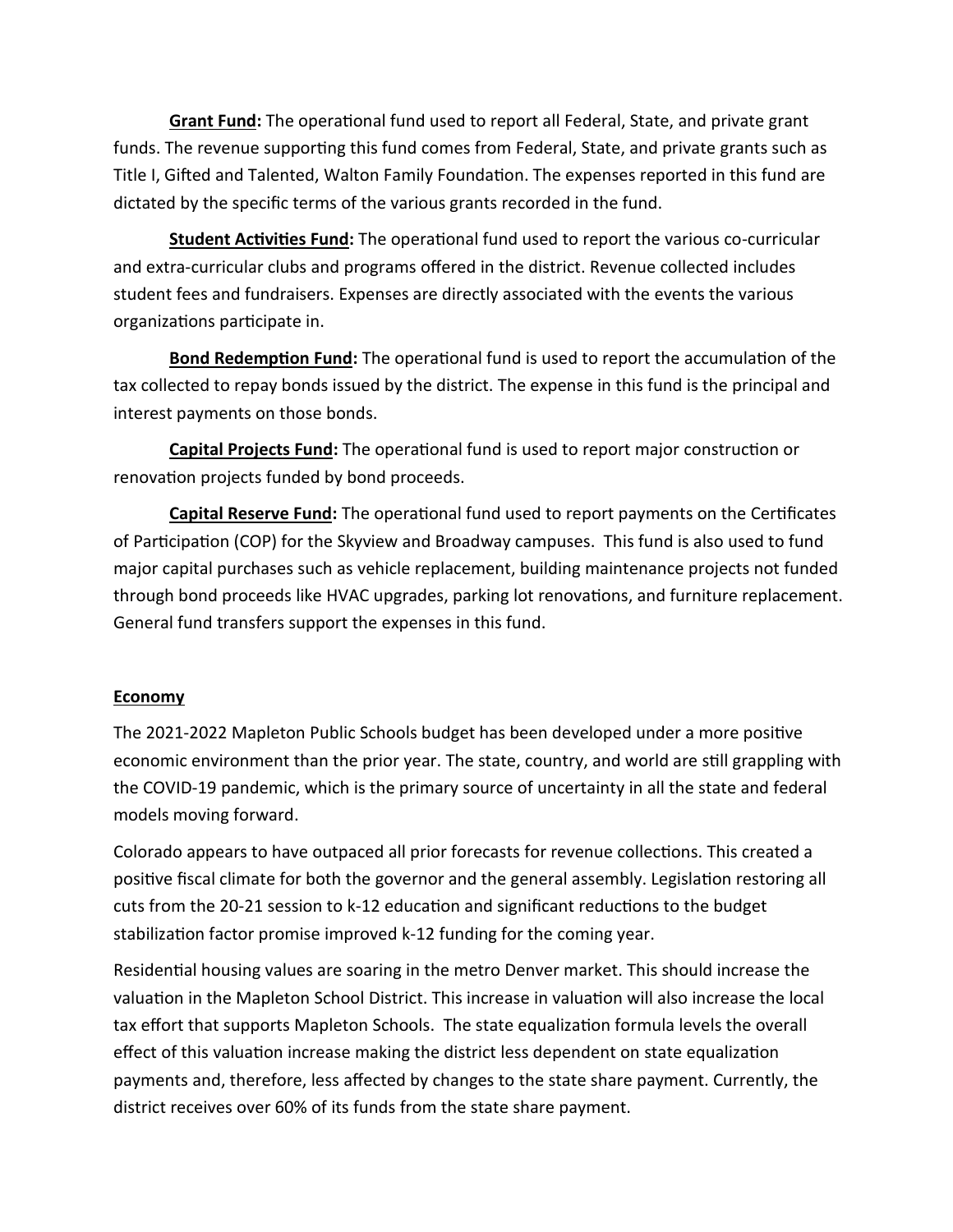**Grant Fund:** The operational fund used to report all Federal, State, and private grant funds. The revenue supporting this fund comes from Federal, State, and private grants such as Title I, Gifted and Talented, Walton Family Foundation. The expenses reported in this fund are dictated by the specific terms of the various grants recorded in the fund.

**Student Activities Fund:** The operational fund used to report the various co-curricular and extra-curricular clubs and programs offered in the district. Revenue collected includes student fees and fundraisers. Expenses are directly associated with the events the various organizations participate in.

**Bond Redemption Fund:** The operational fund is used to report the accumulation of the tax collected to repay bonds issued by the district. The expense in this fund is the principal and interest payments on those bonds.

**Capital Projects Fund:** The operational fund is used to report major construction or renovation projects funded by bond proceeds.

**Capital Reserve Fund:** The operational fund used to report payments on the Certificates of Participation (COP) for the Skyview and Broadway campuses. This fund is also used to fund major capital purchases such as vehicle replacement, building maintenance projects not funded through bond proceeds like HVAC upgrades, parking lot renovations, and furniture replacement. General fund transfers support the expenses in this fund.

## Economy

The 2021-2022 Mapleton Public Schools budget has been developed under a more positive economic environment than the prior year. The state, country, and world are still grappling with the COVID-19 pandemic, which is the primary source of uncertainty in all the state and federal models moving forward.

Colorado appears to have outpaced all prior forecasts for revenue collections. This created a positive fiscal climate for both the governor and the general assembly. Legislation restoring all cuts from the 20-21 session to k-12 education and significant reductions to the budget stabilization factor promise improved k-12 funding for the coming year.

Residential housing values are soaring in the metro Denver market. This should increase the valuation in the Mapleton School District. This increase in valuation will also increase the local tax effort that supports Mapleton Schools. The state equalization formula levels the overall effect of this valuation increase making the district less dependent on state equalization payments and, therefore, less affected by changes to the state share payment. Currently, the district receives over 60% of its funds from the state share payment.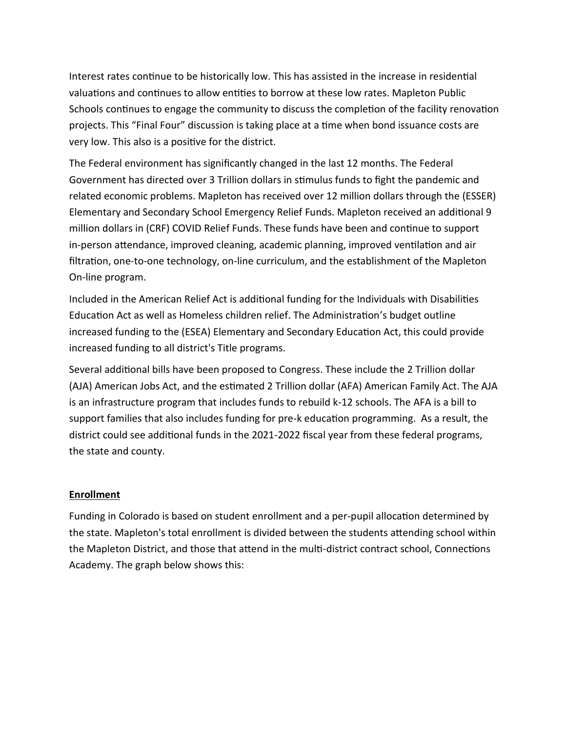Interest rates continue to be historically low. This has assisted in the increase in residential valuations and continues to allow entities to borrow at these low rates. Mapleton Public Schools continues to engage the community to discuss the completion of the facility renovation projects. This "Final Four" discussion is taking place at a time when bond issuance costs are very low. This also is a positive for the district.

The Federal environment has significantly changed in the last 12 months. The Federal Government has directed over 3 Trillion dollars in stimulus funds to fight the pandemic and related economic problems. Mapleton has received over 12 million dollars through the (ESSER) Elementary and Secondary School Emergency Relief Funds. Mapleton received an additional 9 million dollars in (CRF) COVID Relief Funds. These funds have been and continue to support in-person attendance, improved cleaning, academic planning, improved ventilation and air filtration, one-to-one technology, on-line curriculum, and the establishment of the Mapleton On-line program.

Included in the American Relief Act is additional funding for the Individuals with Disabilities Education Act as well as Homeless children relief. The Administration's budget outline increased funding to the (ESEA) Elementary and Secondary Education Act, this could provide increased funding to all district's Title programs.

Several additional bills have been proposed to Congress. These include the 2 Trillion dollar (AJA) American Jobs Act, and the estimated 2 Trillion dollar (AFA) American Family Act. The AJA is an infrastructure program that includes funds to rebuild k-12 schools. The AFA is a bill to support families that also includes funding for pre-k education programming. As a result, the district could see additional funds in the 2021-2022 fiscal year from these federal programs, the state and county.

## Enrollment

Funding in Colorado is based on student enrollment and a per-pupil allocation determined by the state. Mapleton's total enrollment is divided between the students attending school within the Mapleton District, and those that attend in the multi-district contract school, Connections Academy. The graph below shows this: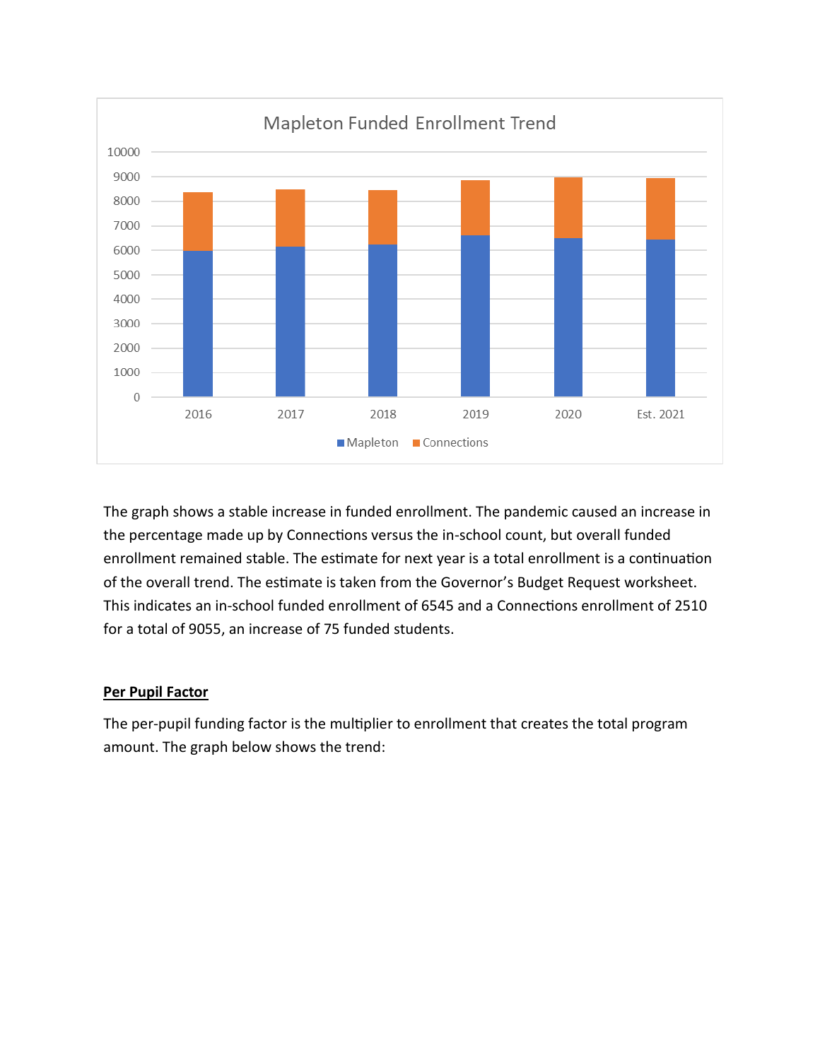The graph shows a stable increase in funded enrollment. The pandemic caused an increase in the percentage made up by Connections versus the in-school count, but overall funded enrollment remained stable. The estimate for next year is a total enrollment is a continuation of the overall trend. The estimate is taken from the Governor's Budget Request worksheet. This indicates an in-school funded enrollment of 6545 and a Connections enrollment of 2510 for a total of 9055, an increase of 75 funded students.

**Per Pupil Factor**

The per-pupil funding factor is the multiplier to enrollment that creates the total program amount. The graph below shows the trend: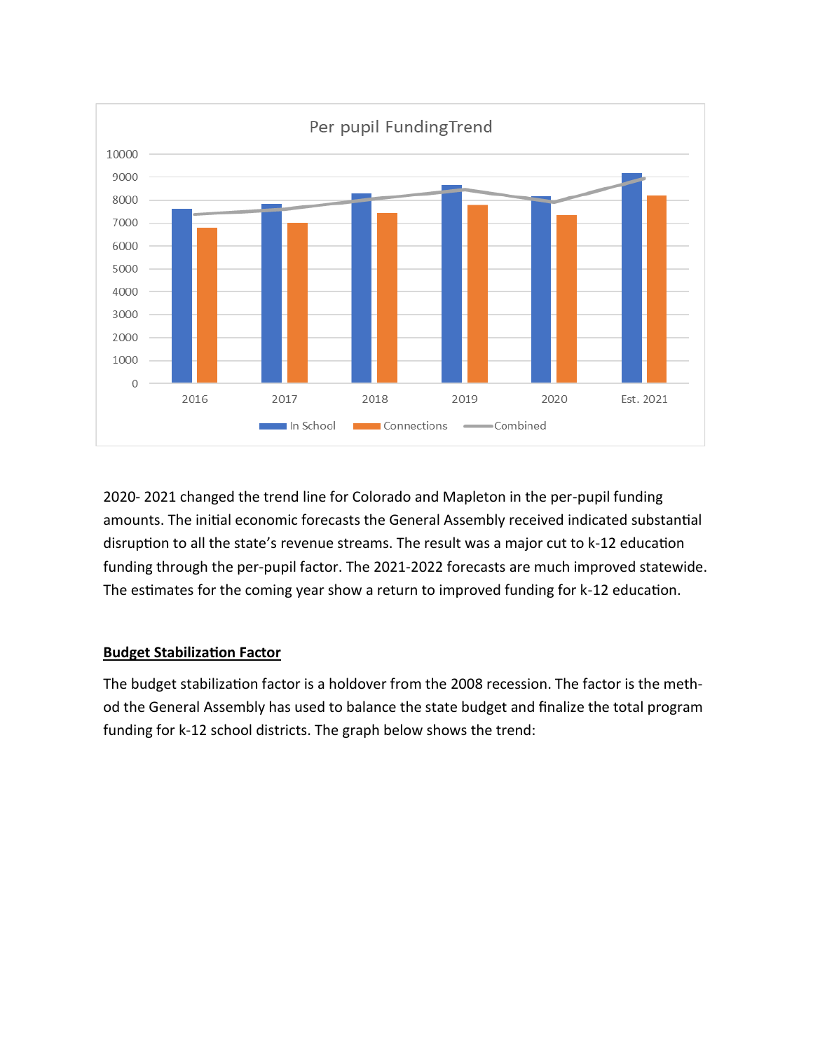2020- 2021 changed the trend line for Colorado and Mapleton in the per-pupil funding amounts. The initial economic forecasts the General Assembly received indicated substantial disruption to all the state's revenue streams. The result was a major cut to k-12 education funding through the per-pupil factor. The 2021-2022 forecasts are much improved statewide. The estimates for the coming year show a return to improved funding for k-12 education.

**Budget Stabilization Factor**

The budget stabilization factor is a holdover from the 2008 recession. The factor is the method the General Assembly has used to balance the state budget and finalize the total program funding for k-12 school districts. The graph below shows the trend: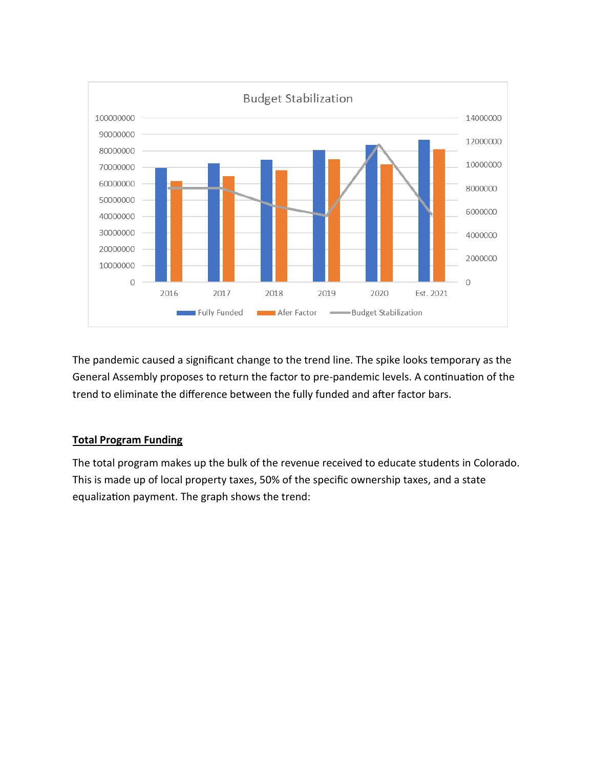The pandemic caused a significant change to the trend line. The spike looks temporary as the General Assembly proposes to return the factor to pre-pandemic levels. A continuation of the trend to eliminate the difference between the fully funded and after factor bars.

## Total Program Funding

The total program makes up the bulk of the revenue received to educate students in Colorado. This is made up of local property taxes, 50% of the specific ownership taxes, and a state equalization payment. The graph shows the trend: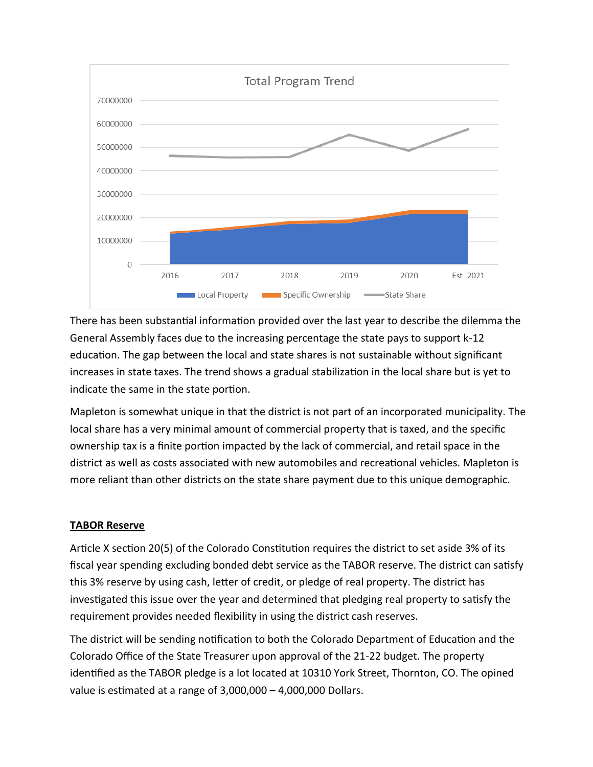There has been substantial information provided over the last year to describe the dilemma the General Assembly faces due to the increasing percentage the state pays to support k-12 education. The gap between the local and state shares is not sustainable without significant increases in state taxes. The trend shows a gradual stabilization in the local share but is yet to indicate the same in the state portion.

Mapleton is somewhat unique in that the district is not part of an incorporated municipality. The local share has a very minimal amount of commercial property that is taxed, and the specific ownership tax is a finite portion impacted by the lack of commercial, and retail space in the district as well as costs associated with new automobiles and recreational vehicles. Mapleton is more reliant than other districts on the state share payment due to this unique demographic.

## TABOR Reserve

Article X section 20(5) of the Colorado Constitution requires the district to set aside 3% of its fiscal year spending excluding bonded debt service as the TABOR reserve. The district can satisfy this 3% reserve by using cash, letter of credit, or pledge of real property. The district has investigated this issue over the year and determined that pledging real property to satisfy the requirement provides needed flexibility in using the district cash reserves.

The district will be sending notification to both the Colorado Department of Education and the Colorado Office of the State Treasurer upon approval of the 21-22 budget. The property identified as the TABOR pledge is a lot located at 10310 York Street, Thornton, CO. The opined value is estimated at a range of 3,000,000 – 4,000,000 Dollars.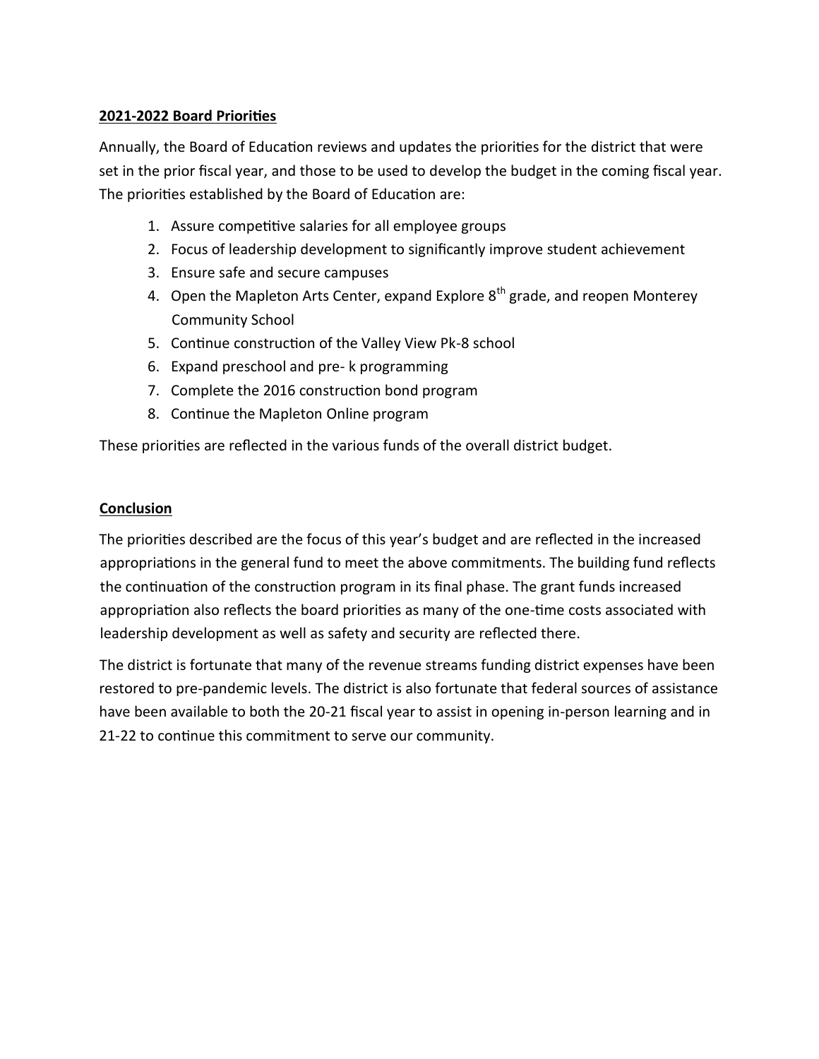**2021-2022 Board Priorities**

Annually, the Board of Education reviews and updates the priorities for the district that were set in the prior fiscal year, and those to be used to develop the budget in the coming fiscal year. The priorities established by the Board of Education are:

1. Assure competitive salaries for all employee groups
2. Focus of leadership development to significantly improve student achievement
3. Ensure safe and secure campuses
4. Open the Mapleton Arts Center, expand Explore 8th grade, and reopen Monterey Community School
5. Continue construction of the Valley View Pk-8 school
6. Expand preschool and pre- k programming
7. Complete the 2016 construction bond program
8. Continue the Mapleton Online program

These priorities are reflected in the various funds of the overall district budget.

**Conclusion**

The priorities described are the focus of this year's budget and are reflected in the increased appropriations in the general fund to meet the above commitments. The building fund reflects the continuation of the construction program in its final phase. The grant funds increased appropriation also reflects the board priorities as many of the one-time costs associated with leadership development as well as safety and security are reflected there.

The district is fortunate that many of the revenue streams funding district expenses have been restored to pre-pandemic levels. The district is also fortunate that federal sources of assistance have been available to both the 20-21 fiscal year to assist in opening in-person learning and in 21-22 to continue this commitment to serve our community.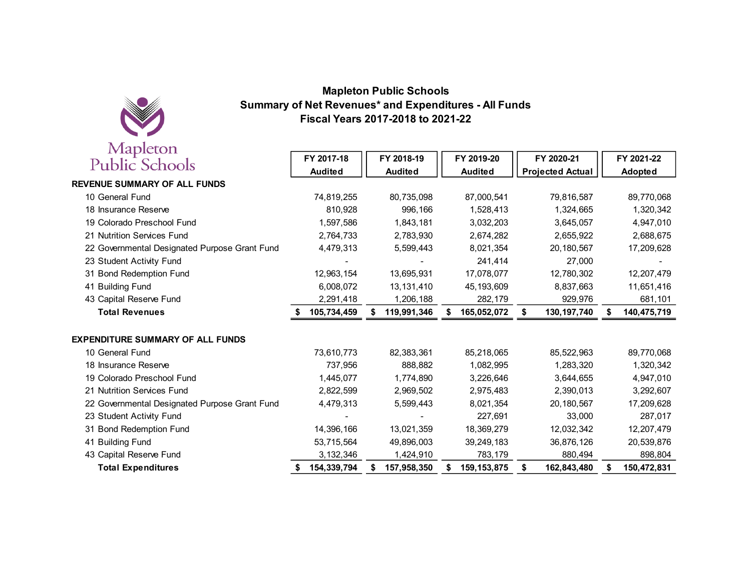# Mapleton Public Schools
## Summary of Net Revenues* and Expenditures - All Funds
### Fiscal Years 2017-2018 to 2021-22

Mapleton Public Schools

| | FY 2017-18 Audited | FY 2018-19 Audited | FY 2019-20 Audited | FY 2020-21 Projected Actual | FY 2021-22 Adopted |
|---|---|---|---|---|---|
| **REVENUE SUMMARY OF ALL FUNDS** | | | | | |
| 10 General Fund | 74,819,255 | 80,735,098 | 87,000,541 | 79,816,587 | 89,770,068 |
| 18 Insurance Reserve | 810,928 | 996,166 | 1,528,413 | 1,324,665 | 1,320,342 |
| 19 Colorado Preschool Fund | 1,597,586 | 1,843,181 | 3,032,203 | 3,645,057 | 4,947,010 |
| 21 Nutrition Services Fund | 2,764,733 | 2,783,930 | 2,674,282 | 2,655,922 | 2,688,675 |
| 22 Governmental Designated Purpose Grant Fund | 4,479,313 | 5,599,443 | 8,021,354 | 20,180,567 | 17,209,628 |
| 23 Student Activity Fund | - | - | 241,414 | 27,000 | - |
| 31 Bond Redemption Fund | 12,963,154 | 13,695,931 | 17,078,077 | 12,780,302 | 12,207,479 |
| 41 Building Fund | 6,008,072 | 13,131,410 | 45,193,609 | 8,837,663 | 11,651,416 |
| 43 Capital Reserve Fund | 2,291,418 | 1,206,188 | 282,179 | 929,976 | 681,101 |
| **Total Revenues** | **$ 105,734,459** | **$ 119,991,346** | **$ 165,052,072** | **$ 130,197,740** | **$ 140,475,719** |
| | | | | | |
| **EXPENDITURE SUMMARY OF ALL FUNDS** | | | | | |
| 10 General Fund | 73,610,773 | 82,383,361 | 85,218,065 | 85,522,963 | 89,770,068 |
| 18 Insurance Reserve | 737,956 | 888,882 | 1,082,995 | 1,283,320 | 1,320,342 |
| 19 Colorado Preschool Fund | 1,445,077 | 1,774,890 | 3,226,646 | 3,644,655 | 4,947,010 |
| 21 Nutrition Services Fund | 2,822,599 | 2,969,502 | 2,975,483 | 2,390,013 | 3,292,607 |
| 22 Governmental Designated Purpose Grant Fund | 4,479,313 | 5,599,443 | 8,021,354 | 20,180,567 | 17,209,628 |
| 23 Student Activity Fund | - | - | 227,691 | 33,000 | 287,017 |
| 31 Bond Redemption Fund | 14,396,166 | 13,021,359 | 18,369,279 | 12,032,342 | 12,207,479 |
| 41 Building Fund | 53,715,564 | 49,896,003 | 39,249,183 | 36,876,126 | 20,539,876 |
| 43 Capital Reserve Fund | 3,132,346 | 1,424,910 | 783,179 | 880,494 | 898,804 |
| **Total Expenditures** | **$ 154,339,794** | **$ 157,958,350** | **$ 159,153,875** | **$ 162,843,480** | **$ 150,472,831** |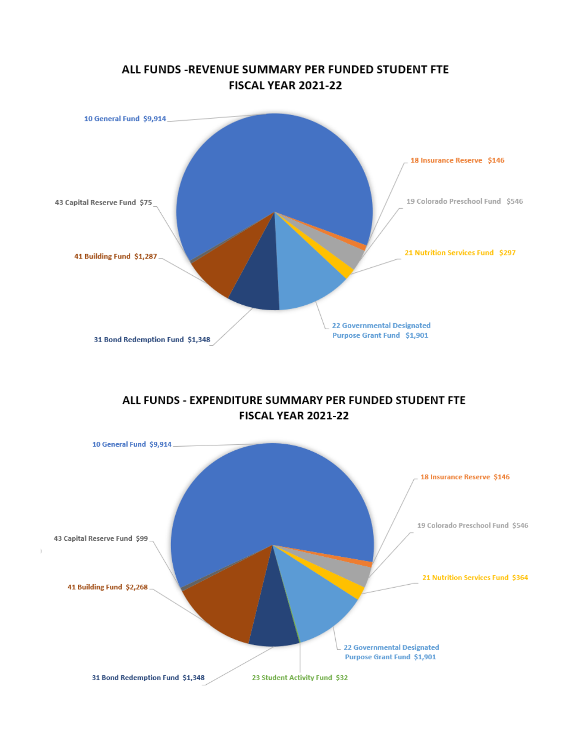## ALL FUNDS -REVENUE SUMMARY PER FUNDED STUDENT FTE
## FISCAL YEAR 2021-22

10 General Fund $9,914

18 Insurance Reserve $146

19 Colorado Preschool Fund $546

21 Nutrition Services Fund $297

22 Governmental Designated Purpose Grant Fund $1,901

31 Bond Redemption Fund $1,348

41 Building Fund $1,287

43 Capital Reserve Fund $75

## ALL FUNDS - EXPENDITURE SUMMARY PER FUNDED STUDENT FTE
## FISCAL YEAR 2021-22

10 General Fund $9,914

18 Insurance Reserve $146

19 Colorado Preschool Fund $546

21 Nutrition Services Fund $364

22 Governmental Designated Purpose Grant Fund $1,901

23 Student Activity Fund $32

31 Bond Redemption Fund $1,348

41 Building Fund $2,268

43 Capital Reserve Fund $99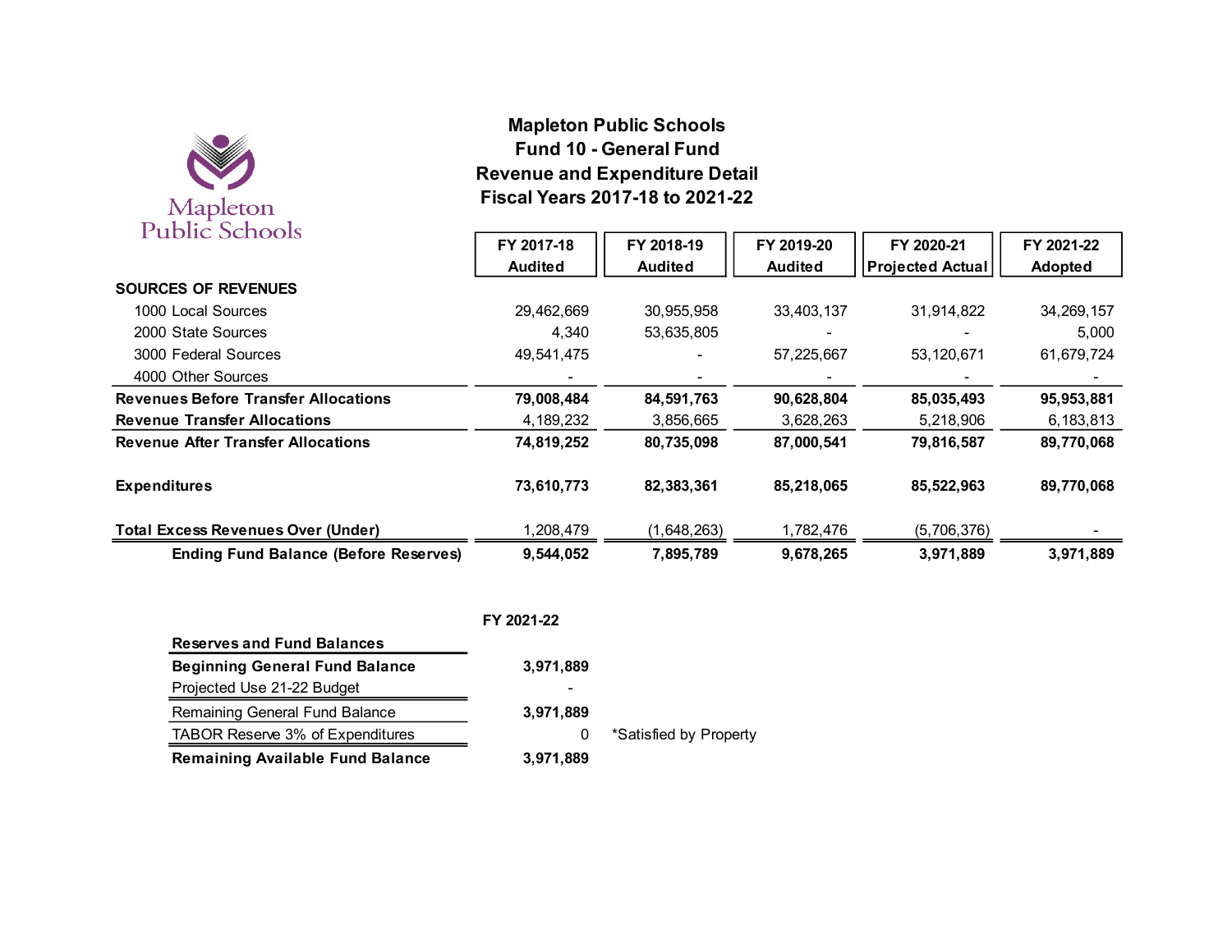# Mapleton Public Schools
## Fund 10 - General Fund
## Revenue and Expenditure Detail
## Fiscal Years 2017-18 to 2021-22

| | FY 2017-18 Audited | FY 2018-19 Audited | FY 2019-20 Audited | FY 2020-21 Projected Actual | FY 2021-22 Adopted |
|---|---|---|---|---|---|
| **SOURCES OF REVENUES** | | | | | |
| 1000 Local Sources | 29,462,669 | 30,955,958 | 33,403,137 | 31,914,822 | 34,269,157 |
| 2000 State Sources | 4,340 | 53,635,805 | - | - | 5,000 |
| 3000 Federal Sources | 49,541,475 | - | 57,225,667 | 53,120,671 | 61,679,724 |
| 4000 Other Sources | - | - | - | - | - |
| **Revenues Before Transfer Allocations** | **79,008,484** | **84,591,763** | **90,628,804** | **85,035,493** | **95,953,881** |
| **Revenue Transfer Allocations** | 4,189,232 | 3,856,665 | 3,628,263 | 5,218,906 | 6,183,813 |
| **Revenue After Transfer Allocations** | **74,819,252** | **80,735,098** | **87,000,541** | **79,816,587** | **89,770,068** |
| **Expenditures** | **73,610,773** | **82,383,361** | **85,218,065** | **85,522,963** | **89,770,068** |
| **Total Excess Revenues Over (Under)** | 1,208,479 | (1,648,263) | 1,782,476 | (5,706,376) | - |
| **Ending Fund Balance (Before Reserves)** | **9,544,052** | **7,895,789** | **9,678,265** | **3,971,889** | **3,971,889** |

| Reserves and Fund Balances | FY 2021-22 | |
|---|---|---|
| **Beginning General Fund Balance** | **3,971,889** | |
| Projected Use 21-22 Budget | - | |
| Remaining General Fund Balance | **3,971,889** | |
| TABOR Reserve 3% of Expenditures | 0 | *Satisfied by Property |
| **Remaining Available Fund Balance** | **3,971,889** | |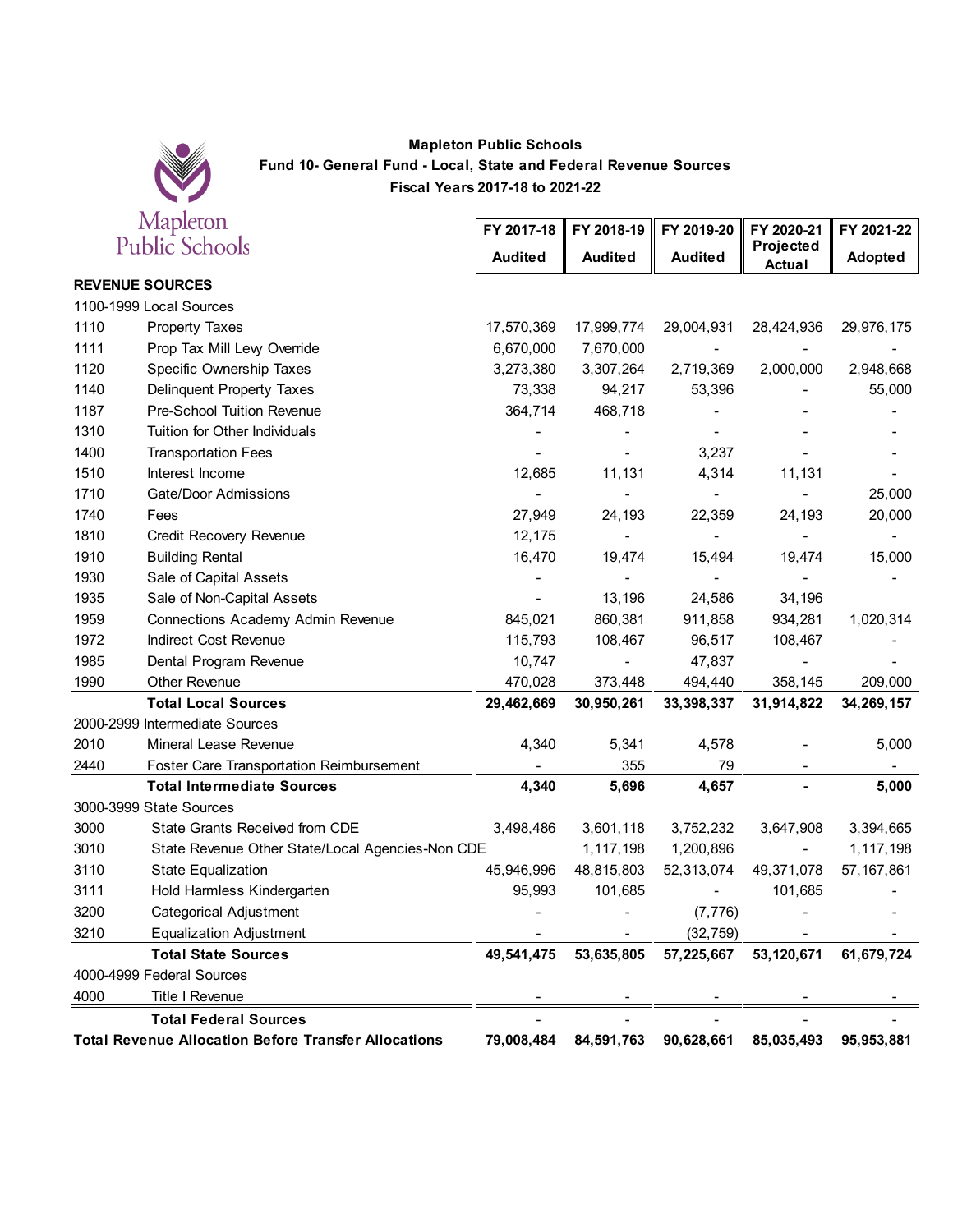Mapleton Public Schools

**Mapleton Public Schools**
**Fund 10- General Fund - Local, State and Federal Revenue Sources**
**Fiscal Years 2017-18 to 2021-22**

| | | FY 2017-18 Audited | FY 2018-19 Audited | FY 2019-20 Audited | FY 2020-21 Projected Actual | FY 2021-22 Adopted |
|---|---|---|---|---|---|---|
| **REVENUE SOURCES** | | | | | | |
| 1100-1999 Local Sources | | | | | | |
| 1110 | Property Taxes | 17,570,369 | 17,999,774 | 29,004,931 | 28,424,936 | 29,976,175 |
| 1111 | Prop Tax Mill Levy Override | 6,670,000 | 7,670,000 | - | - | - |
| 1120 | Specific Ownership Taxes | 3,273,380 | 3,307,264 | 2,719,369 | 2,000,000 | 2,948,668 |
| 1140 | Delinquent Property Taxes | 73,338 | 94,217 | 53,396 | - | 55,000 |
| 1187 | Pre-School Tuition Revenue | 364,714 | 468,718 | - | - | - |
| 1310 | Tuition for Other Individuals | - | - | - | - | - |
| 1400 | Transportation Fees | - | - | 3,237 | - | - |
| 1510 | Interest Income | 12,685 | 11,131 | 4,314 | 11,131 | - |
| 1710 | Gate/Door Admissions | - | - | - | - | 25,000 |
| 1740 | Fees | 27,949 | 24,193 | 22,359 | 24,193 | 20,000 |
| 1810 | Credit Recovery Revenue | 12,175 | - | - | - | - |
| 1910 | Building Rental | 16,470 | 19,474 | 15,494 | 19,474 | 15,000 |
| 1930 | Sale of Capital Assets | - | - | - | - | - |
| 1935 | Sale of Non-Capital Assets | - | 13,196 | 24,586 | 34,196 | |
| 1959 | Connections Academy Admin Revenue | 845,021 | 860,381 | 911,858 | 934,281 | 1,020,314 |
| 1972 | Indirect Cost Revenue | 115,793 | 108,467 | 96,517 | 108,467 | - |
| 1985 | Dental Program Revenue | 10,747 | - | 47,837 | - | - |
| 1990 | Other Revenue | 470,028 | 373,448 | 494,440 | 358,145 | 209,000 |
| | **Total Local Sources** | **29,462,669** | **30,950,261** | **33,398,337** | **31,914,822** | **34,269,157** |
| 2000-2999 Intermediate Sources | | | | | | |
| 2010 | Mineral Lease Revenue | 4,340 | 5,341 | 4,578 | - | 5,000 |
| 2440 | Foster Care Transportation Reimbursement | - | 355 | 79 | - | - |
| | **Total Intermediate Sources** | **4,340** | **5,696** | **4,657** | **-** | **5,000** |
| 3000-3999 State Sources | | | | | | |
| 3000 | State Grants Received from CDE | 3,498,486 | 3,601,118 | 3,752,232 | 3,647,908 | 3,394,665 |
| 3010 | State Revenue Other State/Local Agencies-Non CDE | | 1,117,198 | 1,200,896 | - | 1,117,198 |
| 3110 | State Equalization | 45,946,996 | 48,815,803 | 52,313,074 | 49,371,078 | 57,167,861 |
| 3111 | Hold Harmless Kindergarten | 95,993 | 101,685 | - | 101,685 | - |
| 3200 | Categorical Adjustment | - | - | (7,776) | - | - |
| 3210 | Equalization Adjustment | - | - | (32,759) | - | - |
| | **Total State Sources** | **49,541,475** | **53,635,805** | **57,225,667** | **53,120,671** | **61,679,724** |
| 4000-4999 Federal Sources | | | | | | |
| 4000 | Title I Revenue | - | - | - | - | - |
| | **Total Federal Sources** | - | - | - | - | - |
| **Total Revenue Allocation Before Transfer Allocations** | | **79,008,484** | **84,591,763** | **90,628,661** | **85,035,493** | **95,953,881** |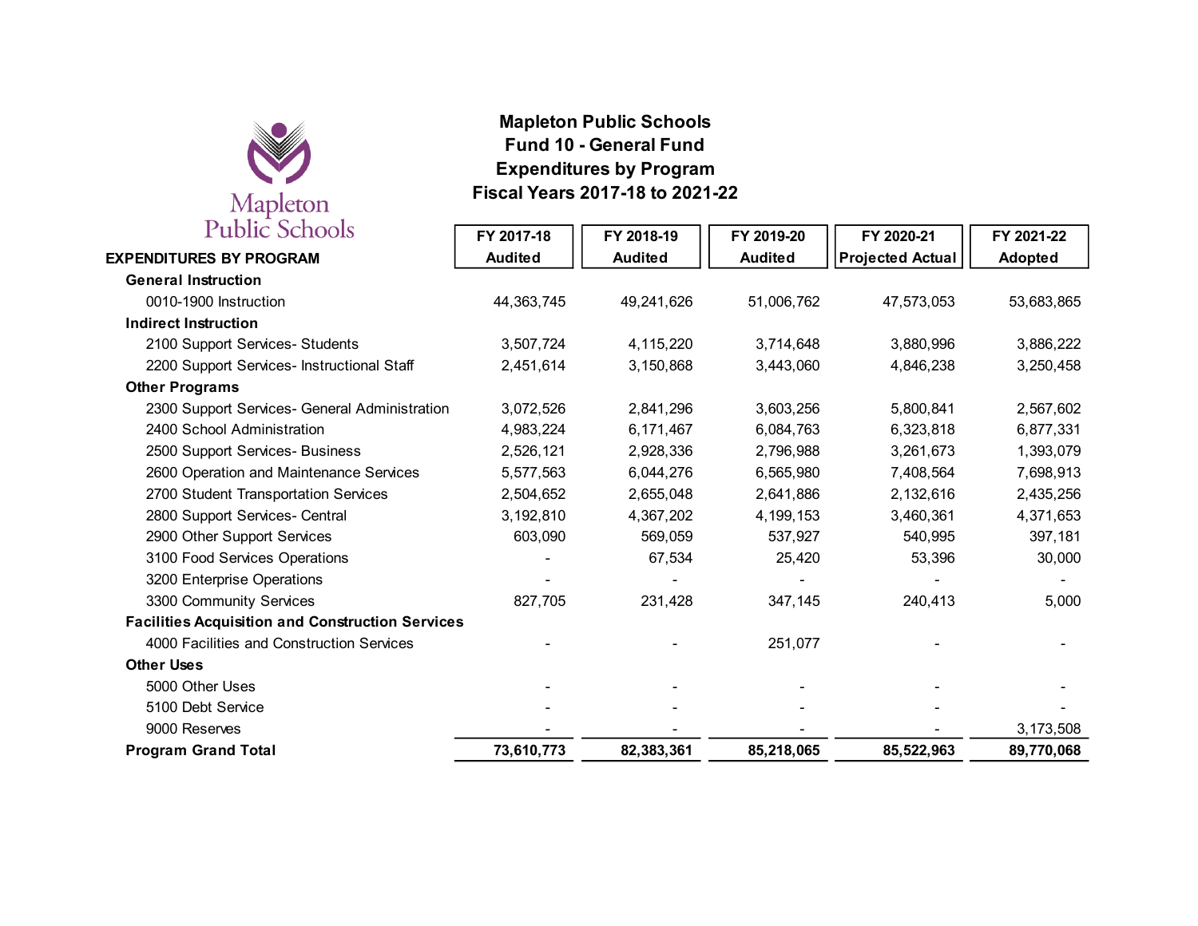# Mapleton Public Schools
## Fund 10 - General Fund
## Expenditures by Program
## Fiscal Years 2017-18 to 2021-22

| EXPENDITURES BY PROGRAM | FY 2017-18 Audited | FY 2018-19 Audited | FY 2019-20 Audited | FY 2020-21 Projected Actual | FY 2021-22 Adopted |
|---|---|---|---|---|---|
| **General Instruction** | | | | | |
| 0010-1900 Instruction | 44,363,745 | 49,241,626 | 51,006,762 | 47,573,053 | 53,683,865 |
| **Indirect Instruction** | | | | | |
| 2100 Support Services- Students | 3,507,724 | 4,115,220 | 3,714,648 | 3,880,996 | 3,886,222 |
| 2200 Support Services- Instructional Staff | 2,451,614 | 3,150,868 | 3,443,060 | 4,846,238 | 3,250,458 |
| **Other Programs** | | | | | |
| 2300 Support Services- General Administration | 3,072,526 | 2,841,296 | 3,603,256 | 5,800,841 | 2,567,602 |
| 2400 School Administration | 4,983,224 | 6,171,467 | 6,084,763 | 6,323,818 | 6,877,331 |
| 2500 Support Services- Business | 2,526,121 | 2,928,336 | 2,796,988 | 3,261,673 | 1,393,079 |
| 2600 Operation and Maintenance Services | 5,577,563 | 6,044,276 | 6,565,980 | 7,408,564 | 7,698,913 |
| 2700 Student Transportation Services | 2,504,652 | 2,655,048 | 2,641,886 | 2,132,616 | 2,435,256 |
| 2800 Support Services- Central | 3,192,810 | 4,367,202 | 4,199,153 | 3,460,361 | 4,371,653 |
| 2900 Other Support Services | 603,090 | 569,059 | 537,927 | 540,995 | 397,181 |
| 3100 Food Services Operations | - | 67,534 | 25,420 | 53,396 | 30,000 |
| 3200 Enterprise Operations | - | - | - | - | - |
| 3300 Community Services | 827,705 | 231,428 | 347,145 | 240,413 | 5,000 |
| **Facilities Acquisition and Construction Services** | | | | | |
| 4000 Facilities and Construction Services | - | - | 251,077 | - | - |
| **Other Uses** | | | | | |
| 5000 Other Uses | - | - | - | - | - |
| 5100 Debt Service | - | - | - | - | - |
| 9000 Reserves | - | - | - | - | 3,173,508 |
| **Program Grand Total** | **73,610,773** | **82,383,361** | **85,218,065** | **85,522,963** | **89,770,068** |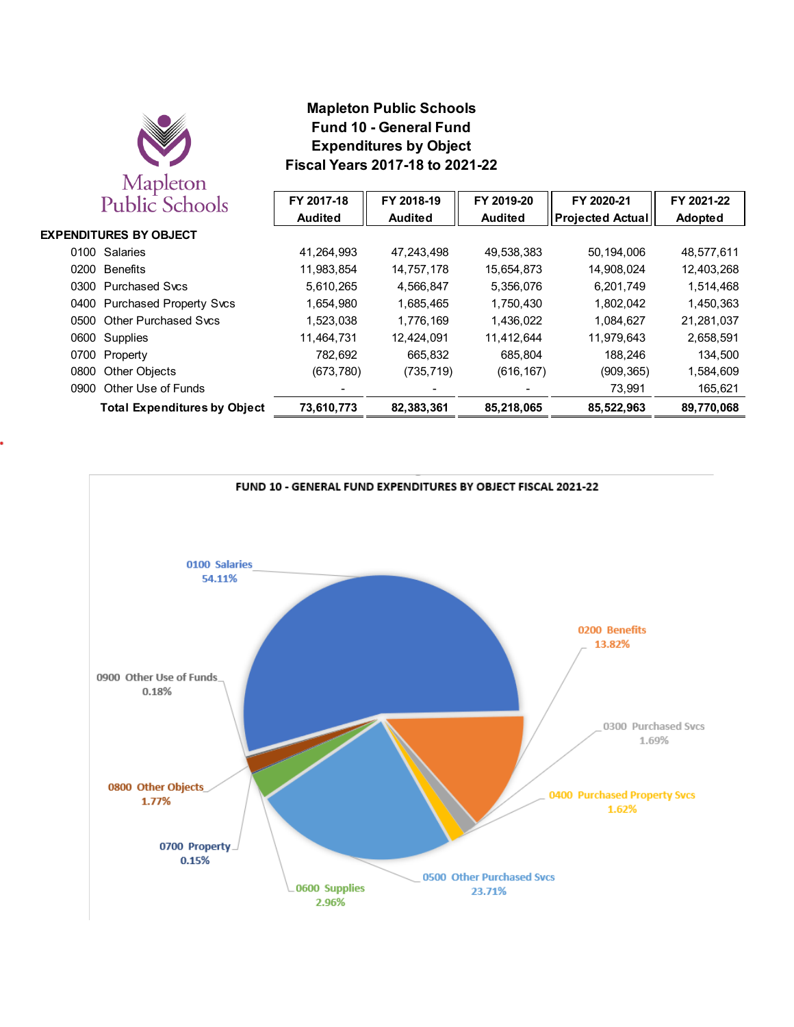# Mapleton Public Schools
## Fund 10 - General Fund
## Expenditures by Object
## Fiscal Years 2017-18 to 2021-22

| EXPENDITURES BY OBJECT | FY 2017-18 Audited | FY 2018-19 Audited | FY 2019-20 Audited | FY 2020-21 Projected Actual | FY 2021-22 Adopted |
|---|---|---|---|---|---|
| 0100 Salaries | 41,264,993 | 47,243,498 | 49,538,383 | 50,194,006 | 48,577,611 |
| 0200 Benefits | 11,983,854 | 14,757,178 | 15,654,873 | 14,908,024 | 12,403,268 |
| 0300 Purchased Svcs | 5,610,265 | 4,566,847 | 5,356,076 | 6,201,749 | 1,514,468 |
| 0400 Purchased Property Svcs | 1,654,980 | 1,685,465 | 1,750,430 | 1,802,042 | 1,450,363 |
| 0500 Other Purchased Svcs | 1,523,038 | 1,776,169 | 1,436,022 | 1,084,627 | 21,281,037 |
| 0600 Supplies | 11,464,731 | 12,424,091 | 11,412,644 | 11,979,643 | 2,658,591 |
| 0700 Property | 782,692 | 665,832 | 685,804 | 188,246 | 134,500 |
| 0800 Other Objects | (673,780) | (735,719) | (616,167) | (909,365) | 1,584,609 |
| 0900 Other Use of Funds | - | - | - | 73,991 | 165,621 |
| **Total Expenditures by Object** | **73,610,773** | **82,383,361** | **85,218,065** | **85,522,963** | **89,770,068** |

**FUND 10 - GENERAL FUND EXPENDITURES BY OBJECT FISCAL 2021-22**

| Object | Percent |
|---|---|
| 0100 Salaries | 54.11% |
| 0200 Benefits | 13.82% |
| 0300 Purchased Svcs | 1.69% |
| 0400 Purchased Property Svcs | 1.62% |
| 0500 Other Purchased Svcs | 23.71% |
| 0600 Supplies | 2.96% |
| 0700 Property | 0.15% |
| 0800 Other Objects | 1.77% |
| 0900 Other Use of Funds | 0.18% |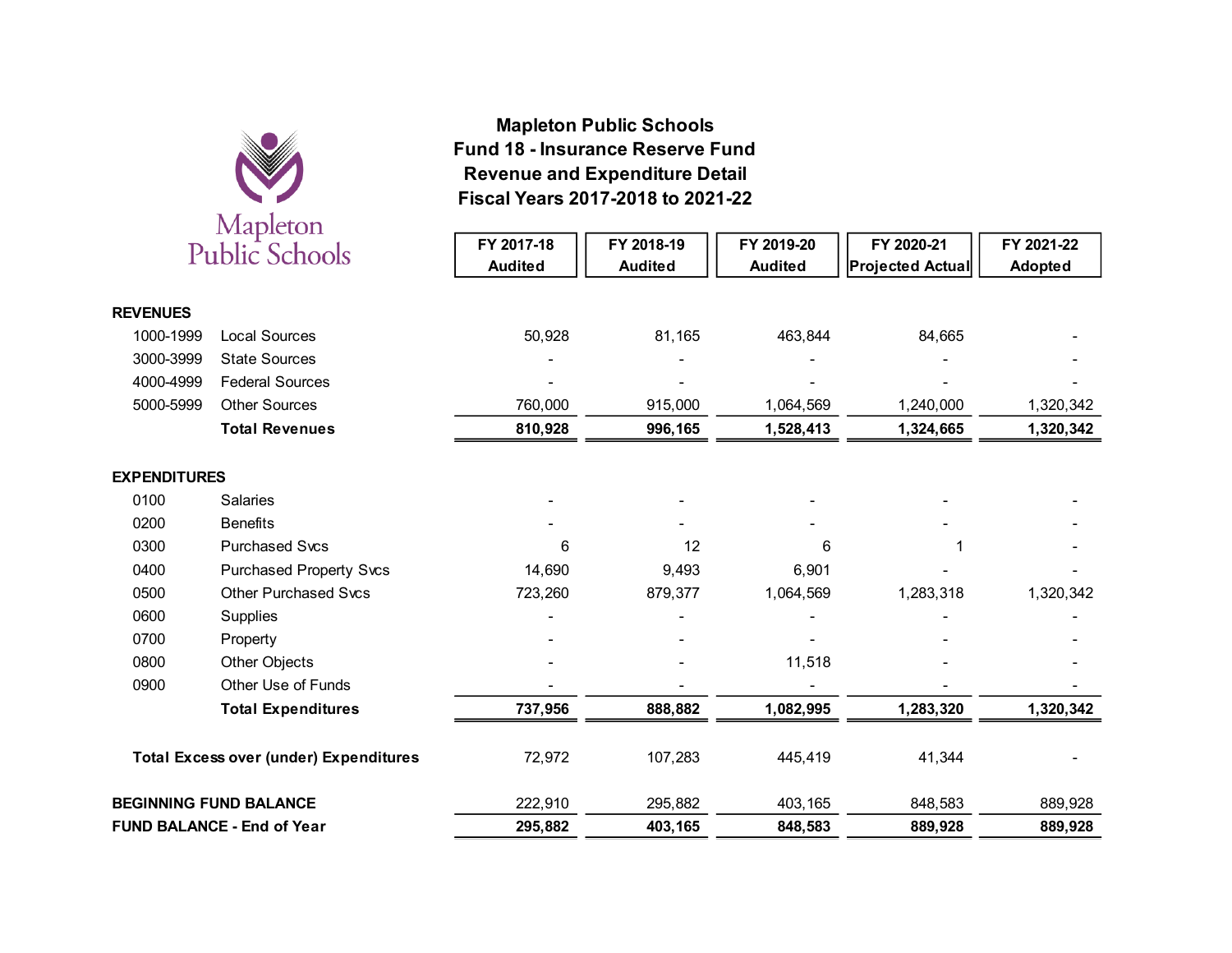# Mapleton Public Schools

## Fund 18 - Insurance Reserve Fund
## Revenue and Expenditure Detail
## Fiscal Years 2017-2018 to 2021-22

| | | FY 2017-18 Audited | FY 2018-19 Audited | FY 2019-20 Audited | FY 2020-21 Projected Actual | FY 2021-22 Adopted |
|---|---|---|---|---|---|---|
| **REVENUES** | | | | | | |
| 1000-1999 | Local Sources | 50,928 | 81,165 | 463,844 | 84,665 | - |
| 3000-3999 | State Sources | - | - | - | - | - |
| 4000-4999 | Federal Sources | - | - | - | - | - |
| 5000-5999 | Other Sources | 760,000 | 915,000 | 1,064,569 | 1,240,000 | 1,320,342 |
| | **Total Revenues** | **810,928** | **996,165** | **1,528,413** | **1,324,665** | **1,320,342** |
| **EXPENDITURES** | | | | | | |
| 0100 | Salaries | - | - | - | - | - |
| 0200 | Benefits | - | - | - | - | - |
| 0300 | Purchased Svcs | 6 | 12 | 6 | 1 | - |
| 0400 | Purchased Property Svcs | 14,690 | 9,493 | 6,901 | - | - |
| 0500 | Other Purchased Svcs | 723,260 | 879,377 | 1,064,569 | 1,283,318 | 1,320,342 |
| 0600 | Supplies | - | - | - | - | - |
| 0700 | Property | - | - | - | - | - |
| 0800 | Other Objects | - | - | 11,518 | - | - |
| 0900 | Other Use of Funds | - | - | - | - | - |
| | **Total Expenditures** | **737,956** | **888,882** | **1,082,995** | **1,283,320** | **1,320,342** |
| **Total Excess over (under) Expenditures** | | 72,972 | 107,283 | 445,419 | 41,344 | - |
| **BEGINNING FUND BALANCE** | | 222,910 | 295,882 | 403,165 | 848,583 | 889,928 |
| **FUND BALANCE - End of Year** | | **295,882** | **403,165** | **848,583** | **889,928** | **889,928** |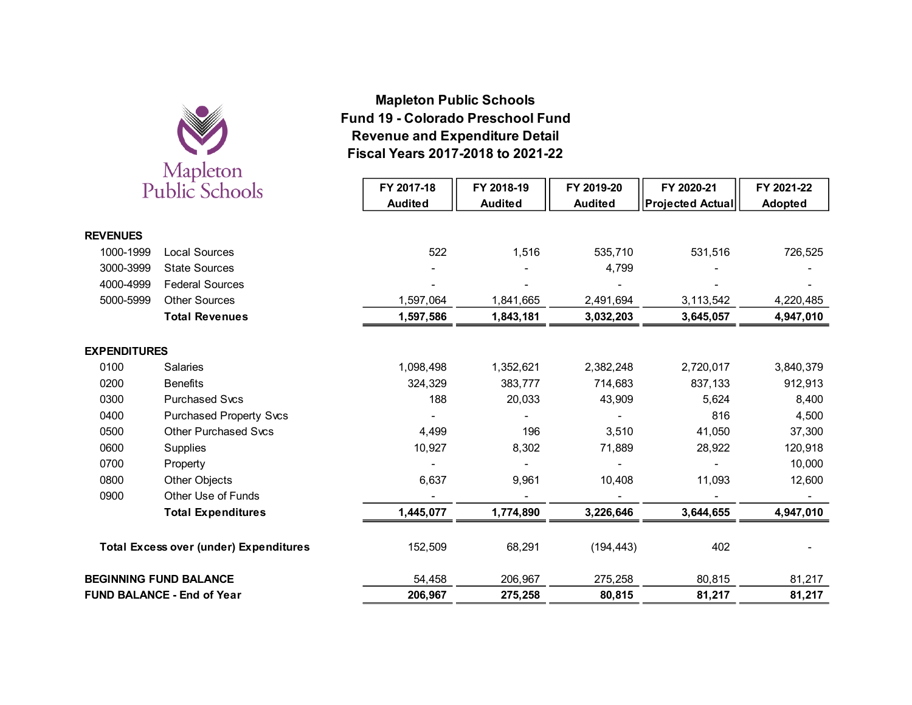Mapleton Public Schools

# Mapleton Public Schools
## Fund 19 - Colorado Preschool Fund
## Revenue and Expenditure Detail
## Fiscal Years 2017-2018 to 2021-22

| | | FY 2017-18 Audited | FY 2018-19 Audited | FY 2019-20 Audited | FY 2020-21 Projected Actual | FY 2021-22 Adopted |
|---|---|---|---|---|---|---|
| **REVENUES** | | | | | | |
| 1000-1999 | Local Sources | 522 | 1,516 | 535,710 | 531,516 | 726,525 |
| 3000-3999 | State Sources | - | - | 4,799 | - | - |
| 4000-4999 | Federal Sources | - | - | - | - | - |
| 5000-5999 | Other Sources | 1,597,064 | 1,841,665 | 2,491,694 | 3,113,542 | 4,220,485 |
| | **Total Revenues** | **1,597,586** | **1,843,181** | **3,032,203** | **3,645,057** | **4,947,010** |
| **EXPENDITURES** | | | | | | |
| 0100 | Salaries | 1,098,498 | 1,352,621 | 2,382,248 | 2,720,017 | 3,840,379 |
| 0200 | Benefits | 324,329 | 383,777 | 714,683 | 837,133 | 912,913 |
| 0300 | Purchased Svcs | 188 | 20,033 | 43,909 | 5,624 | 8,400 |
| 0400 | Purchased Property Svcs | - | - | - | 816 | 4,500 |
| 0500 | Other Purchased Svcs | 4,499 | 196 | 3,510 | 41,050 | 37,300 |
| 0600 | Supplies | 10,927 | 8,302 | 71,889 | 28,922 | 120,918 |
| 0700 | Property | - | - | - | - | 10,000 |
| 0800 | Other Objects | 6,637 | 9,961 | 10,408 | 11,093 | 12,600 |
| 0900 | Other Use of Funds | - | - | - | - | - |
| | **Total Expenditures** | **1,445,077** | **1,774,890** | **3,226,646** | **3,644,655** | **4,947,010** |
| **Total Excess over (under) Expenditures** | | 152,509 | 68,291 | (194,443) | 402 | - |
| **BEGINNING FUND BALANCE** | | 54,458 | 206,967 | 275,258 | 80,815 | 81,217 |
| **FUND BALANCE - End of Year** | | **206,967** | **275,258** | **80,815** | **81,217** | **81,217** |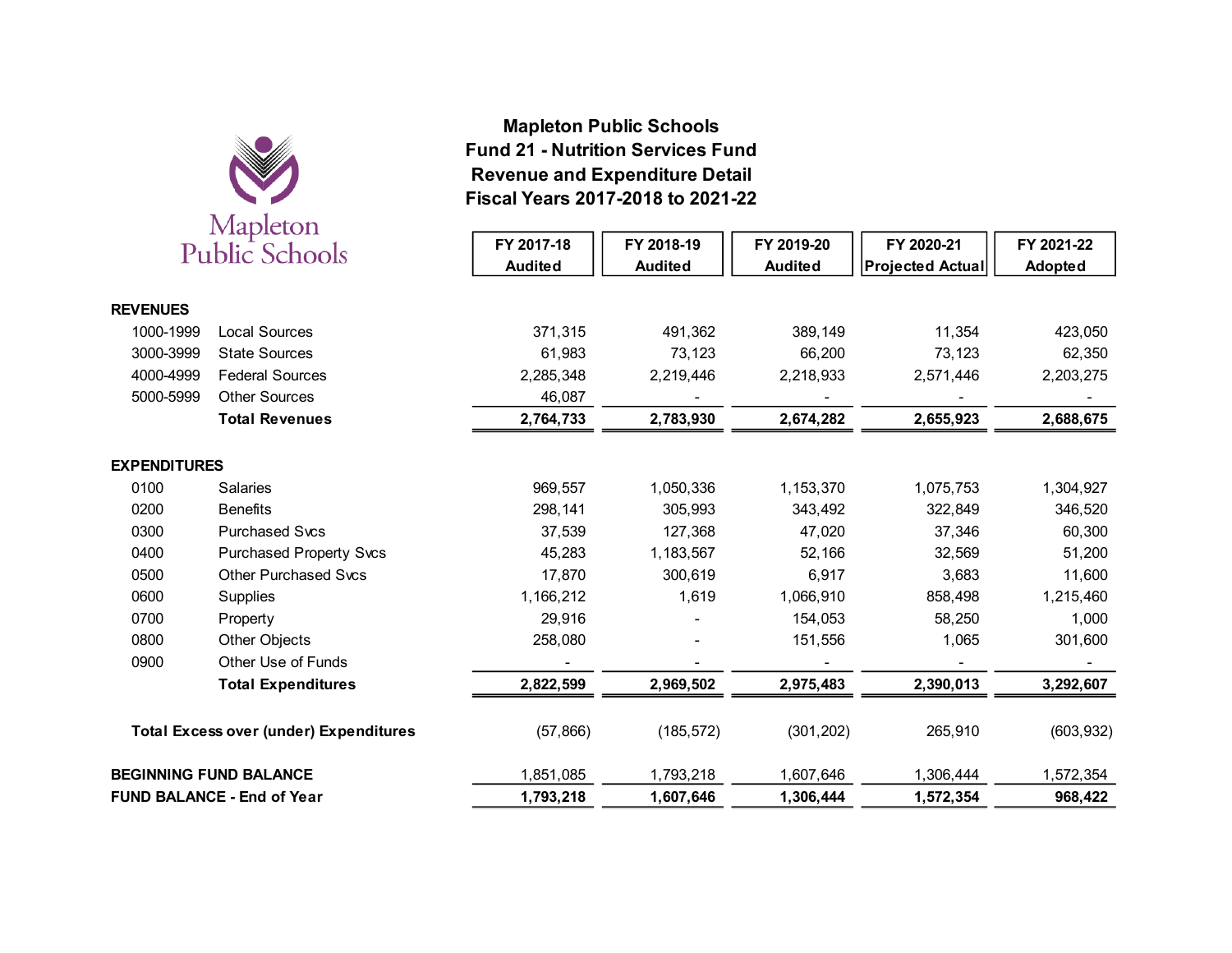Mapleton Public Schools

# Mapleton Public Schools
## Fund 21 - Nutrition Services Fund
## Revenue and Expenditure Detail
## Fiscal Years 2017-2018 to 2021-22

| | | FY 2017-18 Audited | FY 2018-19 Audited | FY 2019-20 Audited | FY 2020-21 Projected Actual | FY 2021-22 Adopted |
|---|---|---|---|---|---|---|
| **REVENUES** | | | | | | |
| 1000-1999 | Local Sources | 371,315 | 491,362 | 389,149 | 11,354 | 423,050 |
| 3000-3999 | State Sources | 61,983 | 73,123 | 66,200 | 73,123 | 62,350 |
| 4000-4999 | Federal Sources | 2,285,348 | 2,219,446 | 2,218,933 | 2,571,446 | 2,203,275 |
| 5000-5999 | Other Sources | 46,087 | - | - | - | - |
| | **Total Revenues** | **2,764,733** | **2,783,930** | **2,674,282** | **2,655,923** | **2,688,675** |
| **EXPENDITURES** | | | | | | |
| 0100 | Salaries | 969,557 | 1,050,336 | 1,153,370 | 1,075,753 | 1,304,927 |
| 0200 | Benefits | 298,141 | 305,993 | 343,492 | 322,849 | 346,520 |
| 0300 | Purchased Svcs | 37,539 | 127,368 | 47,020 | 37,346 | 60,300 |
| 0400 | Purchased Property Svcs | 45,283 | 1,183,567 | 52,166 | 32,569 | 51,200 |
| 0500 | Other Purchased Svcs | 17,870 | 300,619 | 6,917 | 3,683 | 11,600 |
| 0600 | Supplies | 1,166,212 | 1,619 | 1,066,910 | 858,498 | 1,215,460 |
| 0700 | Property | 29,916 | - | 154,053 | 58,250 | 1,000 |
| 0800 | Other Objects | 258,080 | - | 151,556 | 1,065 | 301,600 |
| 0900 | Other Use of Funds | - | - | - | - | - |
| | **Total Expenditures** | **2,822,599** | **2,969,502** | **2,975,483** | **2,390,013** | **3,292,607** |
| **Total Excess over (under) Expenditures** | | (57,866) | (185,572) | (301,202) | 265,910 | (603,932) |
| **BEGINNING FUND BALANCE** | | 1,851,085 | 1,793,218 | 1,607,646 | 1,306,444 | 1,572,354 |
| **FUND BALANCE - End of Year** | | **1,793,218** | **1,607,646** | **1,306,444** | **1,572,354** | **968,422** |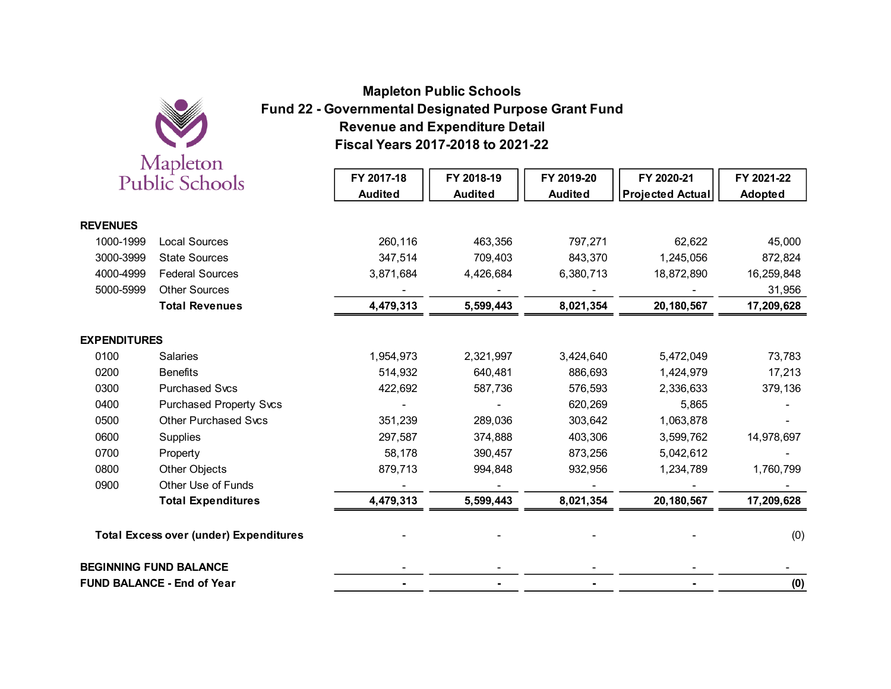# Mapleton Public Schools
## Fund 22 - Governmental Designated Purpose Grant Fund
## Revenue and Expenditure Detail
## Fiscal Years 2017-2018 to 2021-22

| | | FY 2017-18 Audited | FY 2018-19 Audited | FY 2019-20 Audited | FY 2020-21 Projected Actual | FY 2021-22 Adopted |
|---|---|---|---|---|---|---|
| **REVENUES** | | | | | | |
| 1000-1999 | Local Sources | 260,116 | 463,356 | 797,271 | 62,622 | 45,000 |
| 3000-3999 | State Sources | 347,514 | 709,403 | 843,370 | 1,245,056 | 872,824 |
| 4000-4999 | Federal Sources | 3,871,684 | 4,426,684 | 6,380,713 | 18,872,890 | 16,259,848 |
| 5000-5999 | Other Sources | - | - | - | - | 31,956 |
| | **Total Revenues** | **4,479,313** | **5,599,443** | **8,021,354** | **20,180,567** | **17,209,628** |
| **EXPENDITURES** | | | | | | |
| 0100 | Salaries | 1,954,973 | 2,321,997 | 3,424,640 | 5,472,049 | 73,783 |
| 0200 | Benefits | 514,932 | 640,481 | 886,693 | 1,424,979 | 17,213 |
| 0300 | Purchased Svcs | 422,692 | 587,736 | 576,593 | 2,336,633 | 379,136 |
| 0400 | Purchased Property Svcs | - | - | 620,269 | 5,865 | - |
| 0500 | Other Purchased Svcs | 351,239 | 289,036 | 303,642 | 1,063,878 | - |
| 0600 | Supplies | 297,587 | 374,888 | 403,306 | 3,599,762 | 14,978,697 |
| 0700 | Property | 58,178 | 390,457 | 873,256 | 5,042,612 | - |
| 0800 | Other Objects | 879,713 | 994,848 | 932,956 | 1,234,789 | 1,760,799 |
| 0900 | Other Use of Funds | - | - | - | - | - |
| | **Total Expenditures** | **4,479,313** | **5,599,443** | **8,021,354** | **20,180,567** | **17,209,628** |
| **Total Excess over (under) Expenditures** | | - | - | - | - | (0) |
| **BEGINNING FUND BALANCE** | | - | - | - | - | - |
| **FUND BALANCE - End of Year** | | **-** | **-** | **-** | **-** | **(0)** |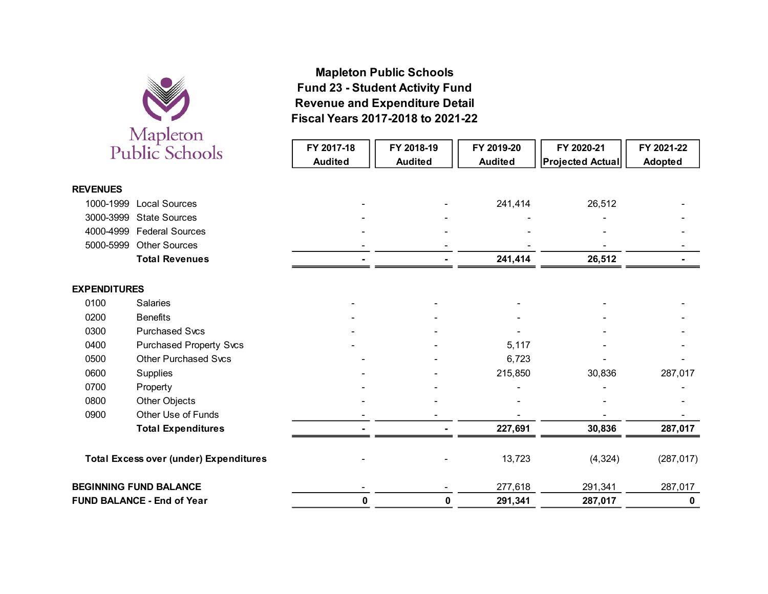# Mapleton Public Schools
## Fund 23 - Student Activity Fund
## Revenue and Expenditure Detail
## Fiscal Years 2017-2018 to 2021-22

| | | FY 2017-18 Audited | FY 2018-19 Audited | FY 2019-20 Audited | FY 2020-21 Projected Actual | FY 2021-22 Adopted |
|---|---|---|---|---|---|---|
| **REVENUES** | | | | | | |
| 1000-1999 | Local Sources | - | - | 241,414 | 26,512 | - |
| 3000-3999 | State Sources | - | - | - | - | - |
| 4000-4999 | Federal Sources | - | - | - | - | - |
| 5000-5999 | Other Sources | - | - | - | - | - |
| | **Total Revenues** | **-** | **-** | **241,414** | **26,512** | **-** |
| **EXPENDITURES** | | | | | | |
| 0100 | Salaries | - | - | - | - | - |
| 0200 | Benefits | - | - | - | - | - |
| 0300 | Purchased Svcs | - | - | - | - | - |
| 0400 | Purchased Property Svcs | - | - | 5,117 | - | - |
| 0500 | Other Purchased Svcs | - | - | 6,723 | - | - |
| 0600 | Supplies | - | - | 215,850 | 30,836 | 287,017 |
| 0700 | Property | - | - | - | - | - |
| 0800 | Other Objects | - | - | - | - | - |
| 0900 | Other Use of Funds | - | - | - | - | - |
| | **Total Expenditures** | **-** | **-** | **227,691** | **30,836** | **287,017** |
| **Total Excess over (under) Expenditures** | | - | - | 13,723 | (4,324) | (287,017) |
| **BEGINNING FUND BALANCE** | | - | - | 277,618 | 291,341 | 287,017 |
| **FUND BALANCE - End of Year** | | **0** | **0** | **291,341** | **287,017** | **0** |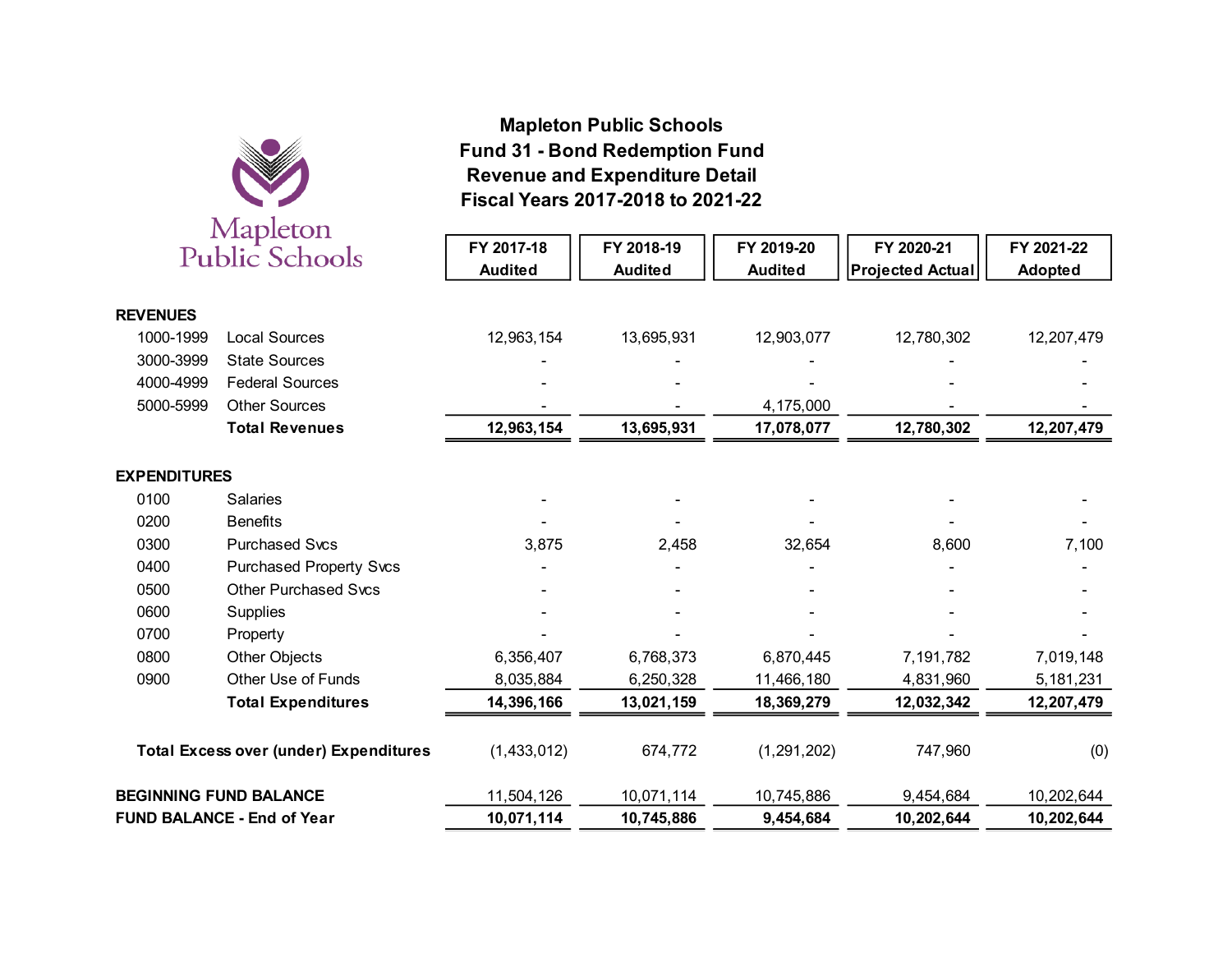Mapleton Public Schools

# Mapleton Public Schools
## Fund 31 - Bond Redemption Fund
## Revenue and Expenditure Detail
## Fiscal Years 2017-2018 to 2021-22

| | | FY 2017-18 Audited | FY 2018-19 Audited | FY 2019-20 Audited | FY 2020-21 Projected Actual | FY 2021-22 Adopted |
|---|---|---|---|---|---|---|
| **REVENUES** | | | | | | |
| 1000-1999 | Local Sources | 12,963,154 | 13,695,931 | 12,903,077 | 12,780,302 | 12,207,479 |
| 3000-3999 | State Sources | - | - | - | - | - |
| 4000-4999 | Federal Sources | - | - | - | - | - |
| 5000-5999 | Other Sources | - | - | 4,175,000 | - | - |
| | **Total Revenues** | **12,963,154** | **13,695,931** | **17,078,077** | **12,780,302** | **12,207,479** |
| **EXPENDITURES** | | | | | | |
| 0100 | Salaries | - | - | - | - | - |
| 0200 | Benefits | - | - | - | - | - |
| 0300 | Purchased Svcs | 3,875 | 2,458 | 32,654 | 8,600 | 7,100 |
| 0400 | Purchased Property Svcs | - | - | - | - | - |
| 0500 | Other Purchased Svcs | - | - | - | - | - |
| 0600 | Supplies | - | - | - | - | - |
| 0700 | Property | - | - | - | - | - |
| 0800 | Other Objects | 6,356,407 | 6,768,373 | 6,870,445 | 7,191,782 | 7,019,148 |
| 0900 | Other Use of Funds | 8,035,884 | 6,250,328 | 11,466,180 | 4,831,960 | 5,181,231 |
| | **Total Expenditures** | **14,396,166** | **13,021,159** | **18,369,279** | **12,032,342** | **12,207,479** |
| **Total Excess over (under) Expenditures** | | (1,433,012) | 674,772 | (1,291,202) | 747,960 | (0) |
| **BEGINNING FUND BALANCE** | | 11,504,126 | 10,071,114 | 10,745,886 | 9,454,684 | 10,202,644 |
| **FUND BALANCE - End of Year** | | **10,071,114** | **10,745,886** | **9,454,684** | **10,202,644** | **10,202,644** |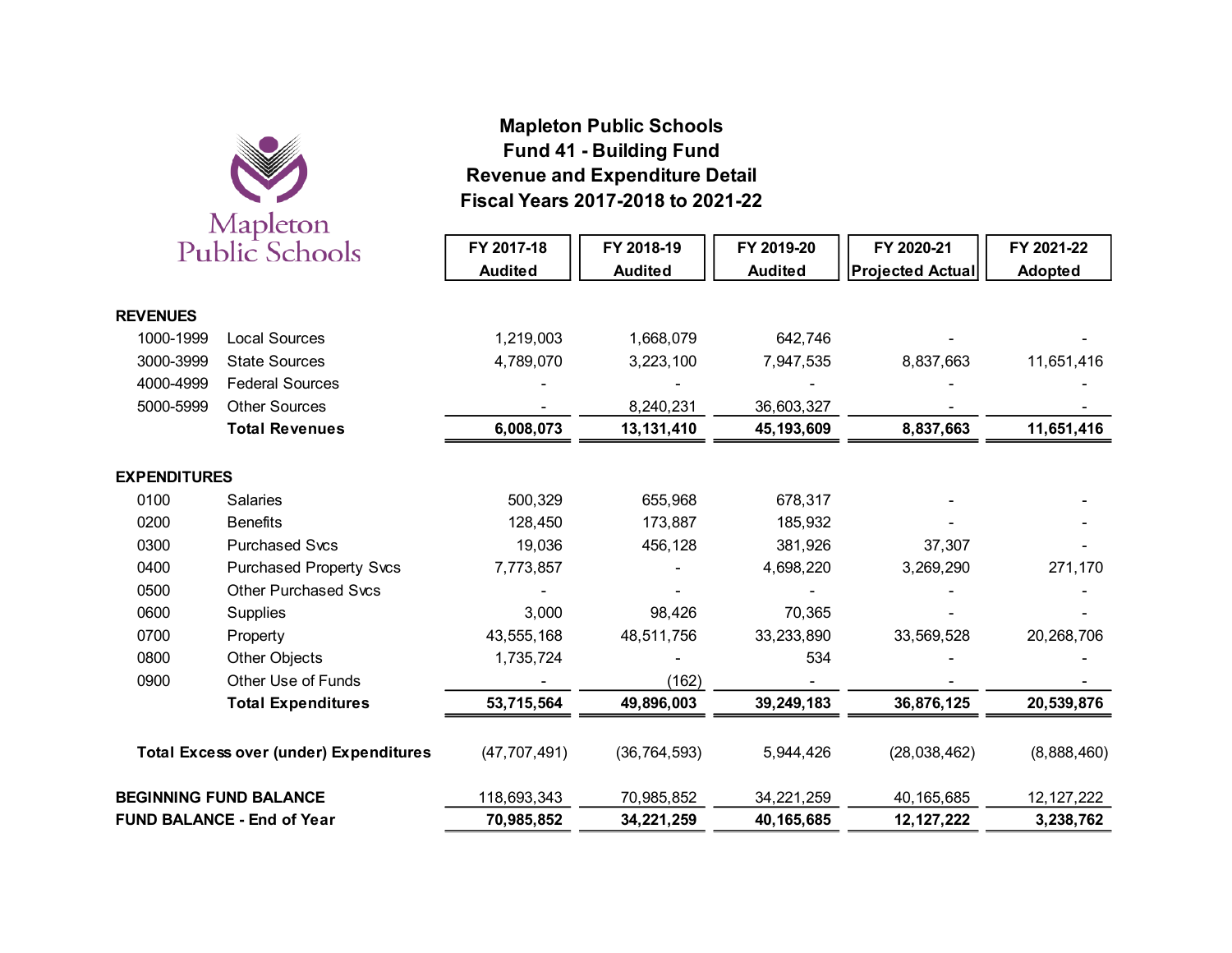Mapleton Public Schools

# Mapleton Public Schools
## Fund 41 - Building Fund
## Revenue and Expenditure Detail
## Fiscal Years 2017-2018 to 2021-22

| | | FY 2017-18 Audited | FY 2018-19 Audited | FY 2019-20 Audited | FY 2020-21 Projected Actual | FY 2021-22 Adopted |
|---|---|---|---|---|---|---|
| **REVENUES** | | | | | | |
| 1000-1999 | Local Sources | 1,219,003 | 1,668,079 | 642,746 | - | - |
| 3000-3999 | State Sources | 4,789,070 | 3,223,100 | 7,947,535 | 8,837,663 | 11,651,416 |
| 4000-4999 | Federal Sources | - | - | - | - | - |
| 5000-5999 | Other Sources | - | 8,240,231 | 36,603,327 | - | - |
| | **Total Revenues** | **6,008,073** | **13,131,410** | **45,193,609** | **8,837,663** | **11,651,416** |
| **EXPENDITURES** | | | | | | |
| 0100 | Salaries | 500,329 | 655,968 | 678,317 | - | - |
| 0200 | Benefits | 128,450 | 173,887 | 185,932 | - | - |
| 0300 | Purchased Svcs | 19,036 | 456,128 | 381,926 | 37,307 | - |
| 0400 | Purchased Property Svcs | 7,773,857 | - | 4,698,220 | 3,269,290 | 271,170 |
| 0500 | Other Purchased Svcs | - | - | - | - | - |
| 0600 | Supplies | 3,000 | 98,426 | 70,365 | - | - |
| 0700 | Property | 43,555,168 | 48,511,756 | 33,233,890 | 33,569,528 | 20,268,706 |
| 0800 | Other Objects | 1,735,724 | - | 534 | - | - |
| 0900 | Other Use of Funds | - | (162) | - | - | - |
| | **Total Expenditures** | **53,715,564** | **49,896,003** | **39,249,183** | **36,876,125** | **20,539,876** |
| **Total Excess over (under) Expenditures** | | (47,707,491) | (36,764,593) | 5,944,426 | (28,038,462) | (8,888,460) |
| **BEGINNING FUND BALANCE** | | 118,693,343 | 70,985,852 | 34,221,259 | 40,165,685 | 12,127,222 |
| **FUND BALANCE - End of Year** | | **70,985,852** | **34,221,259** | **40,165,685** | **12,127,222** | **3,238,762** |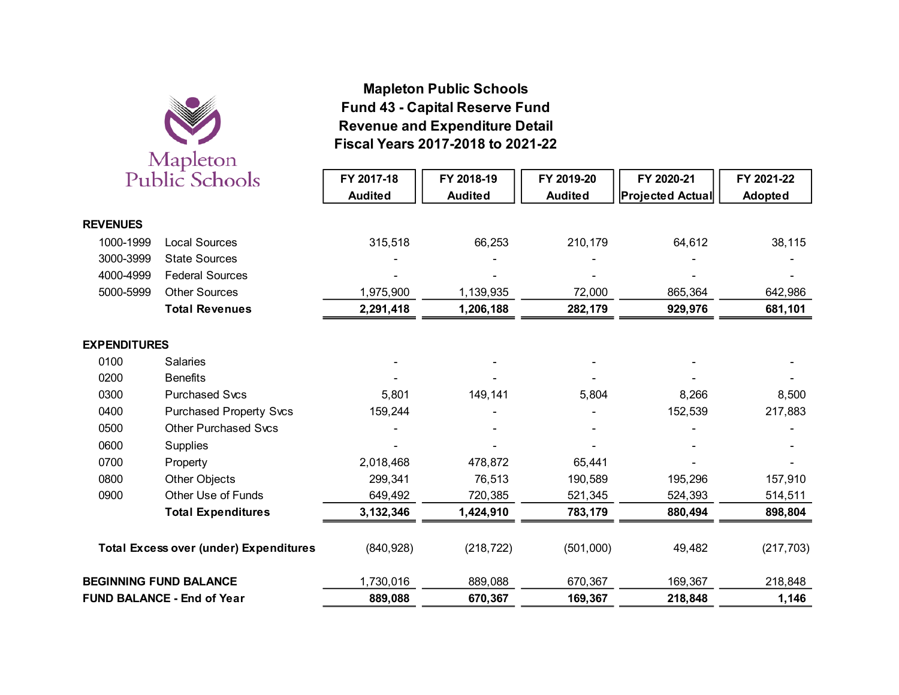Mapleton Public Schools

# Mapleton Public Schools
## Fund 43 - Capital Reserve Fund
## Revenue and Expenditure Detail
## Fiscal Years 2017-2018 to 2021-22

| | | FY 2017-18 Audited | FY 2018-19 Audited | FY 2019-20 Audited | FY 2020-21 Projected Actual | FY 2021-22 Adopted |
|---|---|---|---|---|---|---|
| **REVENUES** | | | | | | |
| 1000-1999 | Local Sources | 315,518 | 66,253 | 210,179 | 64,612 | 38,115 |
| 3000-3999 | State Sources | - | - | - | - | - |
| 4000-4999 | Federal Sources | - | - | - | - | - |
| 5000-5999 | Other Sources | 1,975,900 | 1,139,935 | 72,000 | 865,364 | 642,986 |
| | **Total Revenues** | **2,291,418** | **1,206,188** | **282,179** | **929,976** | **681,101** |
| **EXPENDITURES** | | | | | | |
| 0100 | Salaries | - | - | - | - | - |
| 0200 | Benefits | - | - | - | - | - |
| 0300 | Purchased Svcs | 5,801 | 149,141 | 5,804 | 8,266 | 8,500 |
| 0400 | Purchased Property Svcs | 159,244 | - | - | 152,539 | 217,883 |
| 0500 | Other Purchased Svcs | - | - | - | - | - |
| 0600 | Supplies | - | - | - | - | - |
| 0700 | Property | 2,018,468 | 478,872 | 65,441 | - | - |
| 0800 | Other Objects | 299,341 | 76,513 | 190,589 | 195,296 | 157,910 |
| 0900 | Other Use of Funds | 649,492 | 720,385 | 521,345 | 524,393 | 514,511 |
| | **Total Expenditures** | **3,132,346** | **1,424,910** | **783,179** | **880,494** | **898,804** |
| **Total Excess over (under) Expenditures** | | (840,928) | (218,722) | (501,000) | 49,482 | (217,703) |
| **BEGINNING FUND BALANCE** | | 1,730,016 | 889,088 | 670,367 | 169,367 | 218,848 |
| **FUND BALANCE - End of Year** | | **889,088** | **670,367** | **169,367** | **218,848** | **1,146** |